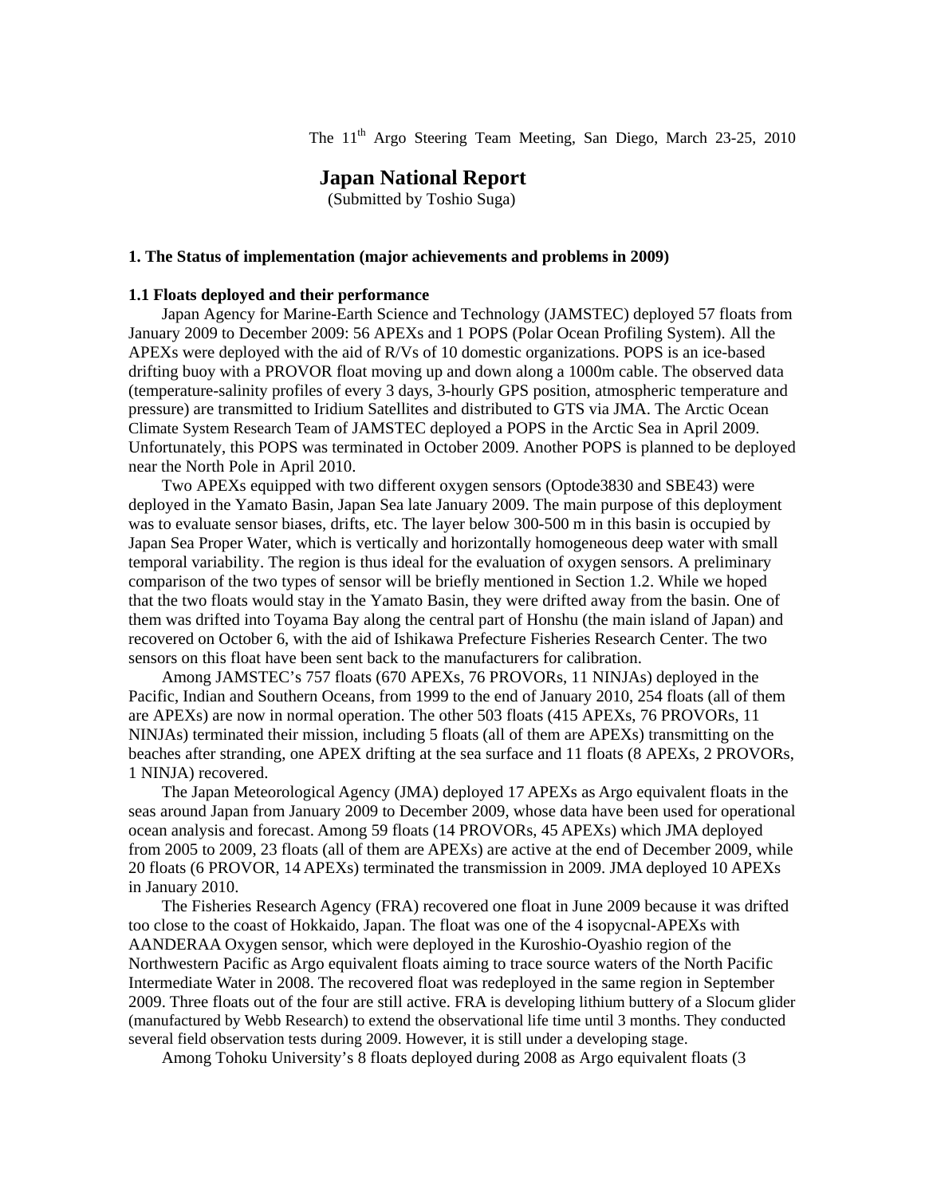The 11th Argo Steering Team Meeting, San Diego, March 23-25, 2010

# Japan National Report

(Submitted by Toshio Suga)

## 1. The Status of implementation (major achievements and problems in 2009)

### 1.1 Floats deployed and their performance

Japan Agency for Marine-Earth Science and Technology (JAMSTEC) deployed 57 floats from January 2009 to December 2009: 56 APEXs and 1 POPS (Polar Ocean Profiling System). All the APEXs were deployed with the aid of R/Vs of 10 domestic organizations. POPS is an ice-based drifting buoy with a PROVOR float moving up and down along a 1000m cable. The observed data (temperature-salinity profiles of every 3 days, 3-hourly GPS position, atmospheric temperature and pressure) are transmitted to Iridium Satellites and distributed to GTS via JMA. The Arctic Ocean Climate System Research Team of JAMSTEC deployed a POPS in the Arctic Sea in April 2009. Unfortunately, this POPS was terminated in October 2009. Another POPS is planned to be deployed near the North Pole in April 2010.

Two APEXs equipped with two different oxygen sensors (Optode3830 and SBE43) were deployed in the Yamato Basin, Japan Sea late January 2009. The main purpose of this deployment was to evaluate sensor biases, drifts, etc. The layer below 300-500 m in this basin is occupied by Japan Sea Proper Water, which is vertically and horizontally homogeneous deep water with small temporal variability. The region is thus ideal for the evaluation of oxygen sensors. A preliminary comparison of the two types of sensor will be briefly mentioned in Section 1.2. While we hoped that the two floats would stay in the Yamato Basin, they were drifted away from the basin. One of them was drifted into Toyama Bay along the central part of Honshu (the main island of Japan) and recovered on October 6, with the aid of Ishikawa Prefecture Fisheries Research Center. The two sensors on this float have been sent back to the manufacturers for calibration.

Among JAMSTEC's 757 floats (670 APEXs, 76 PROVORs, 11 NINJAs) deployed in the Pacific, Indian and Southern Oceans, from 1999 to the end of January 2010, 254 floats (all of them are APEXs) are now in normal operation. The other 503 floats (415 APEXs, 76 PROVORs, 11 NINJAs) terminated their mission, including 5 floats (all of them are APEXs) transmitting on the beaches after stranding, one APEX drifting at the sea surface and 11 floats (8 APEXs, 2 PROVORs, 1 NINJA) recovered.

The Japan Meteorological Agency (JMA) deployed 17 APEXs as Argo equivalent floats in the seas around Japan from January 2009 to December 2009, whose data have been used for operational ocean analysis and forecast. Among 59 floats (14 PROVORs, 45 APEXs) which JMA deployed from 2005 to 2009, 23 floats (all of them are APEXs) are active at the end of December 2009, while 20 floats (6 PROVOR, 14 APEXs) terminated the transmission in 2009. JMA deployed 10 APEXs in January 2010.

The Fisheries Research Agency (FRA) recovered one float in June 2009 because it was drifted too close to the coast of Hokkaido, Japan. The float was one of the 4 isopycnal-APEXs with AANDERAA Oxygen sensor, which were deployed in the Kuroshio-Oyashio region of the Northwestern Pacific as Argo equivalent floats aiming to trace source waters of the North Pacific Intermediate Water in 2008. The recovered float was redeployed in the same region in September 2009. Three floats out of the four are still active. FRA is developing lithium buttery of a Slocum glider (manufactured by Webb Research) to extend the observational life time until 3 months. They conducted several field observation tests during 2009. However, it is still under a developing stage.

Among Tohoku University's 8 floats deployed during 2008 as Argo equivalent floats (3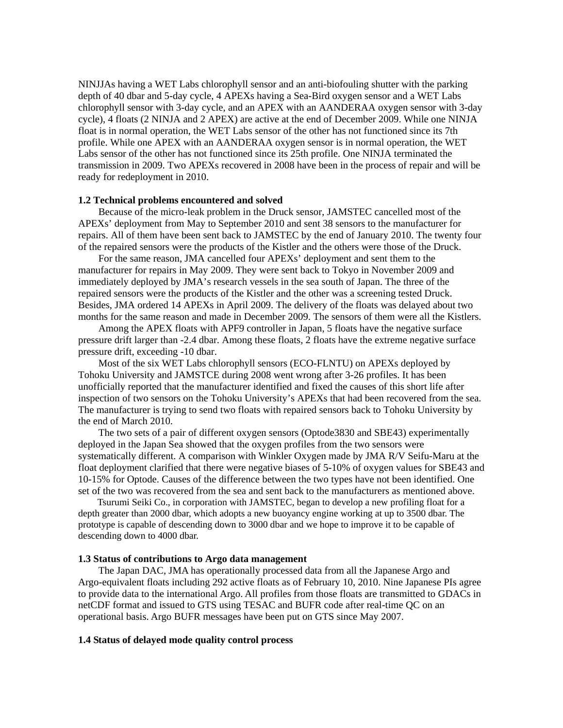NINJJAs having a WET Labs chlorophyll sensor and an anti-biofouling shutter with the parking depth of 40 dbar and 5-day cycle, 4 APEXs having a Sea-Bird oxygen sensor and a WET Labs chlorophyll sensor with 3-day cycle, and an APEX with an AANDERAA oxygen sensor with 3-day cycle), 4 floats (2 NINJA and 2 APEX) are active at the end of December 2009. While one NINJA float is in normal operation, the WET Labs sensor of the other has not functioned since its 7th profile. While one APEX with an AANDERAA oxygen sensor is in normal operation, the WET Labs sensor of the other has not functioned since its 25th profile. One NINJA terminated the transmission in 2009. Two APEXs recovered in 2008 have been in the process of repair and will be ready for redeployment in 2010.

### 1.2 Technical problems encountered and solved

Because of the micro-leak problem in the Druck sensor, JAMSTEC cancelled most of the APEXs' deployment from May to September 2010 and sent 38 sensors to the manufacturer for repairs. All of them have been sent back to JAMSTEC by the end of January 2010. The twenty four of the repaired sensors were the products of the Kistler and the others were those of the Druck.

For the same reason, JMA cancelled four APEXs' deployment and sent them to the manufacturer for repairs in May 2009. They were sent back to Tokyo in November 2009 and immediately deployed by JMA's research vessels in the sea south of Japan. The three of the repaired sensors were the products of the Kistler and the other was a screening tested Druck. Besides, JMA ordered 14 APEXs in April 2009. The delivery of the floats was delayed about two months for the same reason and made in December 2009. The sensors of them were all the Kistlers.

Among the APEX floats with APF9 controller in Japan, 5 floats have the negative surface pressure drift larger than -2.4 dbar. Among these floats, 2 floats have the extreme negative surface pressure drift, exceeding -10 dbar.

Most of the six WET Labs chlorophyll sensors (ECO-FLNTU) on APEXs deployed by Tohoku University and JAMSTCE during 2008 went wrong after 3-26 profiles. It has been unofficially reported that the manufacturer identified and fixed the causes of this short life after inspection of two sensors on the Tohoku University's APEXs that had been recovered from the sea. The manufacturer is trying to send two floats with repaired sensors back to Tohoku University by the end of March 2010.

The two sets of a pair of different oxygen sensors (Optode3830 and SBE43) experimentally deployed in the Japan Sea showed that the oxygen profiles from the two sensors were systematically different. A comparison with Winkler Oxygen made by JMA R/V Seifu-Maru at the float deployment clarified that there were negative biases of 5-10% of oxygen values for SBE43 and 10-15% for Optode. Causes of the difference between the two types have not been identified. One set of the two was recovered from the sea and sent back to the manufacturers as mentioned above.

Tsurumi Seiki Co., in corporation with JAMSTEC, began to develop a new profiling float for a depth greater than 2000 dbar, which adopts a new buoyancy engine working at up to 3500 dbar. The prototype is capable of descending down to 3000 dbar and we hope to improve it to be capable of descending down to 4000 dbar.

### 1.3 Status of contributions to Argo data management

The Japan DAC, JMA has operationally processed data from all the Japanese Argo and Argo-equivalent floats including 292 active floats as of February 10, 2010. Nine Japanese PIs agree to provide data to the international Argo. All profiles from those floats are transmitted to GDACs in netCDF format and issued to GTS using TESAC and BUFR code after real-time QC on an operational basis. Argo BUFR messages have been put on GTS since May 2007.

### 1.4 Status of delayed mode quality control process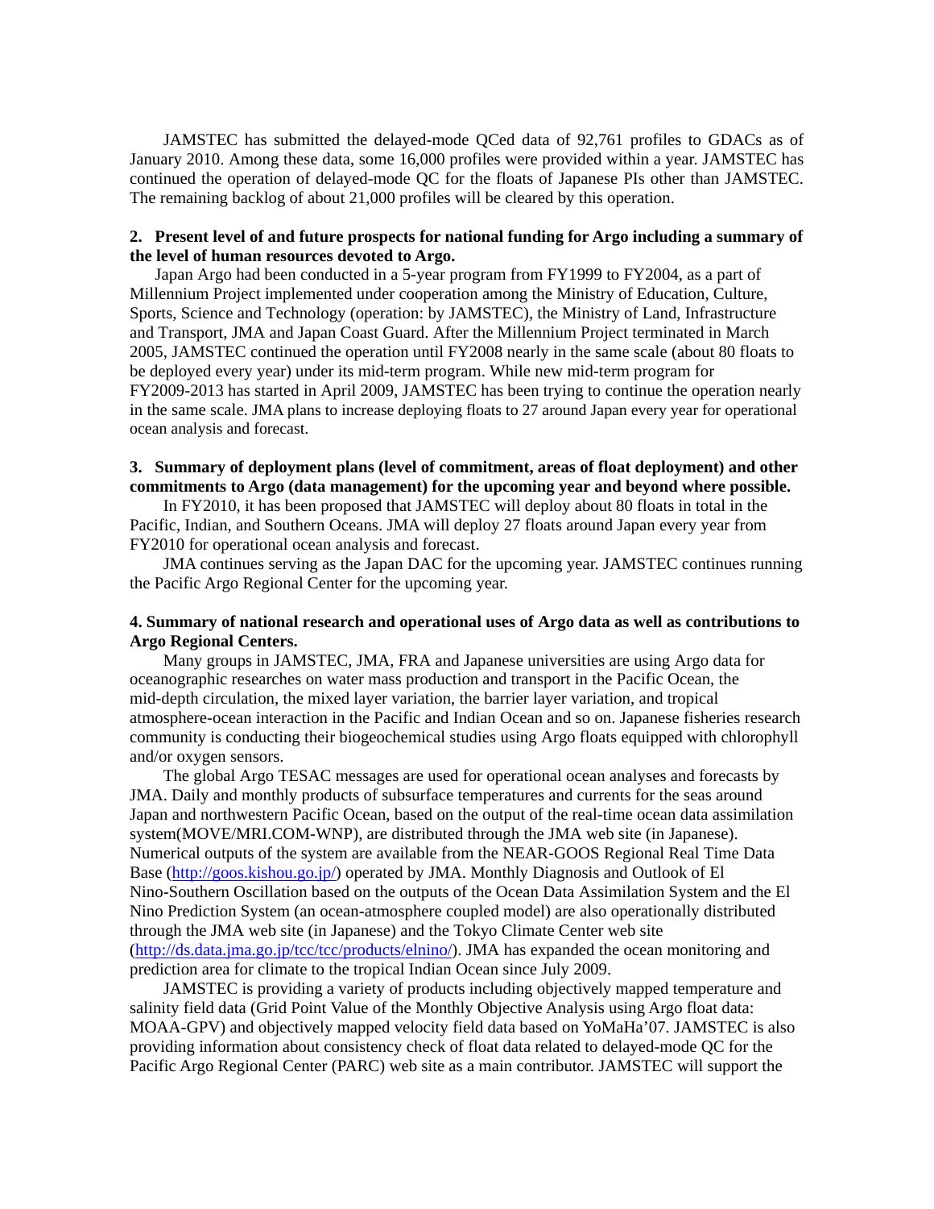JAMSTEC has submitted the delayed-mode QCed data of 92,761 profiles to GDACs as of January 2010. Among these data, some 16,000 profiles were provided within a year. JAMSTEC has continued the operation of delayed-mode QC for the floats of Japanese PIs other than JAMSTEC. The remaining backlog of about 21,000 profiles will be cleared by this operation.

**2. Present level of and future prospects for national funding for Argo including a summary of the level of human resources devoted to Argo.**

Japan Argo had been conducted in a 5-year program from FY1999 to FY2004, as a part of Millennium Project implemented under cooperation among the Ministry of Education, Culture, Sports, Science and Technology (operation: by JAMSTEC), the Ministry of Land, Infrastructure and Transport, JMA and Japan Coast Guard. After the Millennium Project terminated in March 2005, JAMSTEC continued the operation until FY2008 nearly in the same scale (about 80 floats to be deployed every year) under its mid-term program. While new mid-term program for FY2009-2013 has started in April 2009, JAMSTEC has been trying to continue the operation nearly in the same scale. JMA plans to increase deploying floats to 27 around Japan every year for operational ocean analysis and forecast.

**3. Summary of deployment plans (level of commitment, areas of float deployment) and other commitments to Argo (data management) for the upcoming year and beyond where possible.**

In FY2010, it has been proposed that JAMSTEC will deploy about 80 floats in total in the Pacific, Indian, and Southern Oceans. JMA will deploy 27 floats around Japan every year from FY2010 for operational ocean analysis and forecast.

JMA continues serving as the Japan DAC for the upcoming year. JAMSTEC continues running the Pacific Argo Regional Center for the upcoming year.

**4. Summary of national research and operational uses of Argo data as well as contributions to Argo Regional Centers.**

Many groups in JAMSTEC, JMA, FRA and Japanese universities are using Argo data for oceanographic researches on water mass production and transport in the Pacific Ocean, the mid-depth circulation, the mixed layer variation, the barrier layer variation, and tropical atmosphere-ocean interaction in the Pacific and Indian Ocean and so on. Japanese fisheries research community is conducting their biogeochemical studies using Argo floats equipped with chlorophyll and/or oxygen sensors.

The global Argo TESAC messages are used for operational ocean analyses and forecasts by JMA. Daily and monthly products of subsurface temperatures and currents for the seas around Japan and northwestern Pacific Ocean, based on the output of the real-time ocean data assimilation system(MOVE/MRI.COM-WNP), are distributed through the JMA web site (in Japanese). Numerical outputs of the system are available from the NEAR-GOOS Regional Real Time Data Base (http://goos.kishou.go.jp/) operated by JMA. Monthly Diagnosis and Outlook of El Nino-Southern Oscillation based on the outputs of the Ocean Data Assimilation System and the El Nino Prediction System (an ocean-atmosphere coupled model) are also operationally distributed through the JMA web site (in Japanese) and the Tokyo Climate Center web site (http://ds.data.jma.go.jp/tcc/tcc/products/elnino/). JMA has expanded the ocean monitoring and prediction area for climate to the tropical Indian Ocean since July 2009.

JAMSTEC is providing a variety of products including objectively mapped temperature and salinity field data (Grid Point Value of the Monthly Objective Analysis using Argo float data: MOAA-GPV) and objectively mapped velocity field data based on YoMaHa'07. JAMSTEC is also providing information about consistency check of float data related to delayed-mode QC for the Pacific Argo Regional Center (PARC) web site as a main contributor. JAMSTEC will support the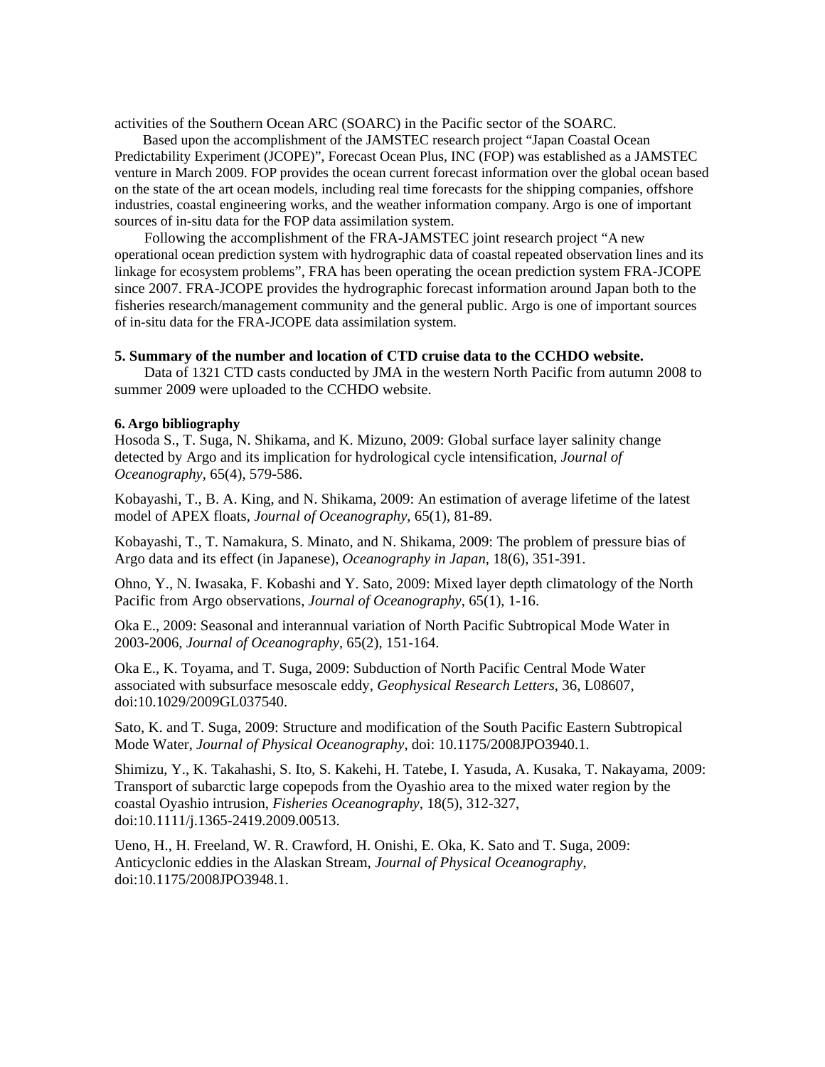activities of the Southern Ocean ARC (SOARC) in the Pacific sector of the SOARC.

Based upon the accomplishment of the JAMSTEC research project "Japan Coastal Ocean Predictability Experiment (JCOPE)", Forecast Ocean Plus, INC (FOP) was established as a JAMSTEC venture in March 2009. FOP provides the ocean current forecast information over the global ocean based on the state of the art ocean models, including real time forecasts for the shipping companies, offshore industries, coastal engineering works, and the weather information company. Argo is one of important sources of in-situ data for the FOP data assimilation system.

Following the accomplishment of the FRA-JAMSTEC joint research project "A new operational ocean prediction system with hydrographic data of coastal repeated observation lines and its linkage for ecosystem problems", FRA has been operating the ocean prediction system FRA-JCOPE since 2007. FRA-JCOPE provides the hydrographic forecast information around Japan both to the fisheries research/management community and the general public. Argo is one of important sources of in-situ data for the FRA-JCOPE data assimilation system.

**5. Summary of the number and location of CTD cruise data to the CCHDO website.**

Data of 1321 CTD casts conducted by JMA in the western North Pacific from autumn 2008 to summer 2009 were uploaded to the CCHDO website.

**6. Argo bibliography**

Hosoda S., T. Suga, N. Shikama, and K. Mizuno, 2009: Global surface layer salinity change detected by Argo and its implication for hydrological cycle intensification, *Journal of Oceanography*, 65(4), 579-586.

Kobayashi, T., B. A. King, and N. Shikama, 2009: An estimation of average lifetime of the latest model of APEX floats, *Journal of Oceanography*, 65(1), 81-89.

Kobayashi, T., T. Namakura, S. Minato, and N. Shikama, 2009: The problem of pressure bias of Argo data and its effect (in Japanese), *Oceanography in Japan*, 18(6), 351-391.

Ohno, Y., N. Iwasaka, F. Kobashi and Y. Sato, 2009: Mixed layer depth climatology of the North Pacific from Argo observations, *Journal of Oceanography*, 65(1), 1-16.

Oka E., 2009: Seasonal and interannual variation of North Pacific Subtropical Mode Water in 2003-2006, *Journal of Oceanography*, 65(2), 151-164.

Oka E., K. Toyama, and T. Suga, 2009: Subduction of North Pacific Central Mode Water associated with subsurface mesoscale eddy, *Geophysical Research Letters*, 36, L08607, doi:10.1029/2009GL037540.

Sato, K. and T. Suga, 2009: Structure and modification of the South Pacific Eastern Subtropical Mode Water, *Journal of Physical Oceanography*, doi: 10.1175/2008JPO3940.1.

Shimizu, Y., K. Takahashi, S. Ito, S. Kakehi, H. Tatebe, I. Yasuda, A. Kusaka, T. Nakayama, 2009: Transport of subarctic large copepods from the Oyashio area to the mixed water region by the coastal Oyashio intrusion, *Fisheries Oceanography*, 18(5), 312-327, doi:10.1111/j.1365-2419.2009.00513.

Ueno, H., H. Freeland, W. R. Crawford, H. Onishi, E. Oka, K. Sato and T. Suga, 2009: Anticyclonic eddies in the Alaskan Stream, *Journal of Physical Oceanography*, doi:10.1175/2008JPO3948.1.